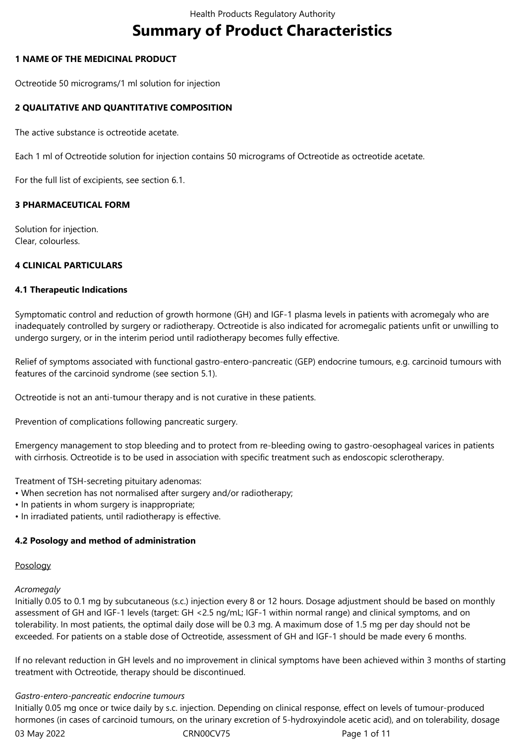# Summary of Product Characteristics

## 1 NAME OF THE MEDICINAL PRODUCT

Octreotide 50 micrograms/1 ml solution for injection

## 2 QUALITATIVE AND QUANTITATIVE COMPOSITION

The active substance is octreotide acetate.

Each 1 ml of Octreotide solution for injection contains 50 micrograms of Octreotide as octreotide acetate.

For the full list of excipients, see section 6.1.

## 3 PHARMACEUTICAL FORM

Solution for injection.
Clear, colourless.

## 4 CLINICAL PARTICULARS

### 4.1 Therapeutic Indications

Symptomatic control and reduction of growth hormone (GH) and IGF-1 plasma levels in patients with acromegaly who are inadequately controlled by surgery or radiotherapy. Octreotide is also indicated for acromegalic patients unfit or unwilling to undergo surgery, or in the interim period until radiotherapy becomes fully effective.

Relief of symptoms associated with functional gastro-entero-pancreatic (GEP) endocrine tumours, e.g. carcinoid tumours with features of the carcinoid syndrome (see section 5.1).

Octreotide is not an anti-tumour therapy and is not curative in these patients.

Prevention of complications following pancreatic surgery.

Emergency management to stop bleeding and to protect from re-bleeding owing to gastro-oesophageal varices in patients with cirrhosis. Octreotide is to be used in association with specific treatment such as endoscopic sclerotherapy.

Treatment of TSH-secreting pituitary adenomas:
- When secretion has not normalised after surgery and/or radiotherapy;
- In patients in whom surgery is inappropriate;
- In irradiated patients, until radiotherapy is effective.

### 4.2 Posology and method of administration

Posology

*Acromegaly*
Initially 0.05 to 0.1 mg by subcutaneous (s.c.) injection every 8 or 12 hours. Dosage adjustment should be based on monthly assessment of GH and IGF-1 levels (target: GH <2.5 ng/mL; IGF-1 within normal range) and clinical symptoms, and on tolerability. In most patients, the optimal daily dose will be 0.3 mg. A maximum dose of 1.5 mg per day should not be exceeded. For patients on a stable dose of Octreotide, assessment of GH and IGF-1 should be made every 6 months.

If no relevant reduction in GH levels and no improvement in clinical symptoms have been achieved within 3 months of starting treatment with Octreotide, therapy should be discontinued.

*Gastro-entero-pancreatic endocrine tumours*
Initially 0.05 mg once or twice daily by s.c. injection. Depending on clinical response, effect on levels of tumour-produced hormones (in cases of carcinoid tumours, on the urinary excretion of 5-hydroxyindole acetic acid), and on tolerability, dosage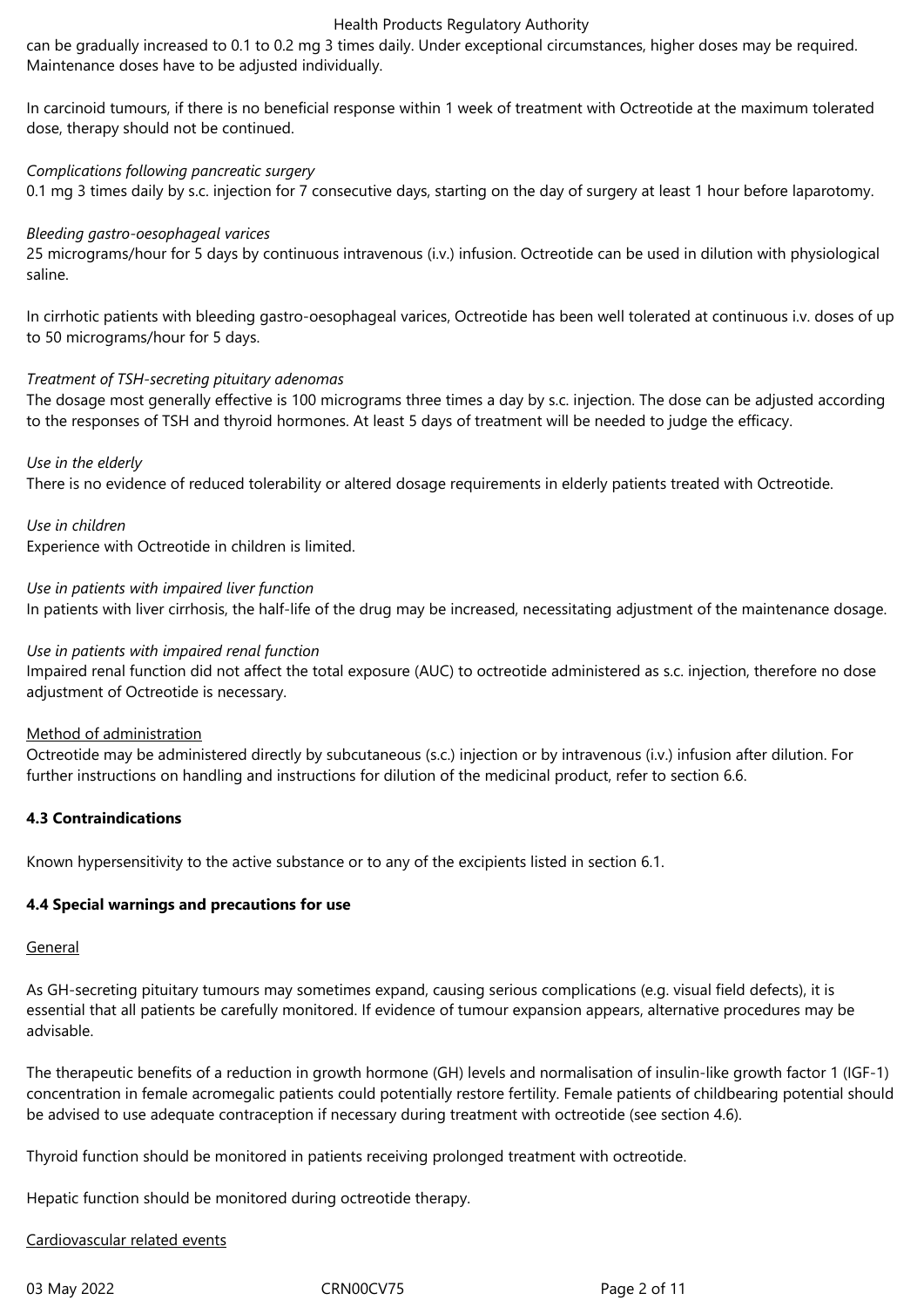can be gradually increased to 0.1 to 0.2 mg 3 times daily. Under exceptional circumstances, higher doses may be required. Maintenance doses have to be adjusted individually.

In carcinoid tumours, if there is no beneficial response within 1 week of treatment with Octreotide at the maximum tolerated dose, therapy should not be continued.

*Complications following pancreatic surgery*
0.1 mg 3 times daily by s.c. injection for 7 consecutive days, starting on the day of surgery at least 1 hour before laparotomy.

*Bleeding gastro-oesophageal varices*
25 micrograms/hour for 5 days by continuous intravenous (i.v.) infusion. Octreotide can be used in dilution with physiological saline.

In cirrhotic patients with bleeding gastro-oesophageal varices, Octreotide has been well tolerated at continuous i.v. doses of up to 50 micrograms/hour for 5 days.

*Treatment of TSH-secreting pituitary adenomas*
The dosage most generally effective is 100 micrograms three times a day by s.c. injection. The dose can be adjusted according to the responses of TSH and thyroid hormones. At least 5 days of treatment will be needed to judge the efficacy.

*Use in the elderly*
There is no evidence of reduced tolerability or altered dosage requirements in elderly patients treated with Octreotide.

*Use in children*
Experience with Octreotide in children is limited.

*Use in patients with impaired liver function*
In patients with liver cirrhosis, the half-life of the drug may be increased, necessitating adjustment of the maintenance dosage.

*Use in patients with impaired renal function*
Impaired renal function did not affect the total exposure (AUC) to octreotide administered as s.c. injection, therefore no dose adjustment of Octreotide is necessary.

Method of administration
Octreotide may be administered directly by subcutaneous (s.c.) injection or by intravenous (i.v.) infusion after dilution. For further instructions on handling and instructions for dilution of the medicinal product, refer to section 6.6.

**4.3 Contraindications**

Known hypersensitivity to the active substance or to any of the excipients listed in section 6.1.

**4.4 Special warnings and precautions for use**

General

As GH-secreting pituitary tumours may sometimes expand, causing serious complications (e.g. visual field defects), it is essential that all patients be carefully monitored. If evidence of tumour expansion appears, alternative procedures may be advisable.

The therapeutic benefits of a reduction in growth hormone (GH) levels and normalisation of insulin-like growth factor 1 (IGF-1) concentration in female acromegalic patients could potentially restore fertility. Female patients of childbearing potential should be advised to use adequate contraception if necessary during treatment with octreotide (see section 4.6).

Thyroid function should be monitored in patients receiving prolonged treatment with octreotide.

Hepatic function should be monitored during octreotide therapy.

Cardiovascular related events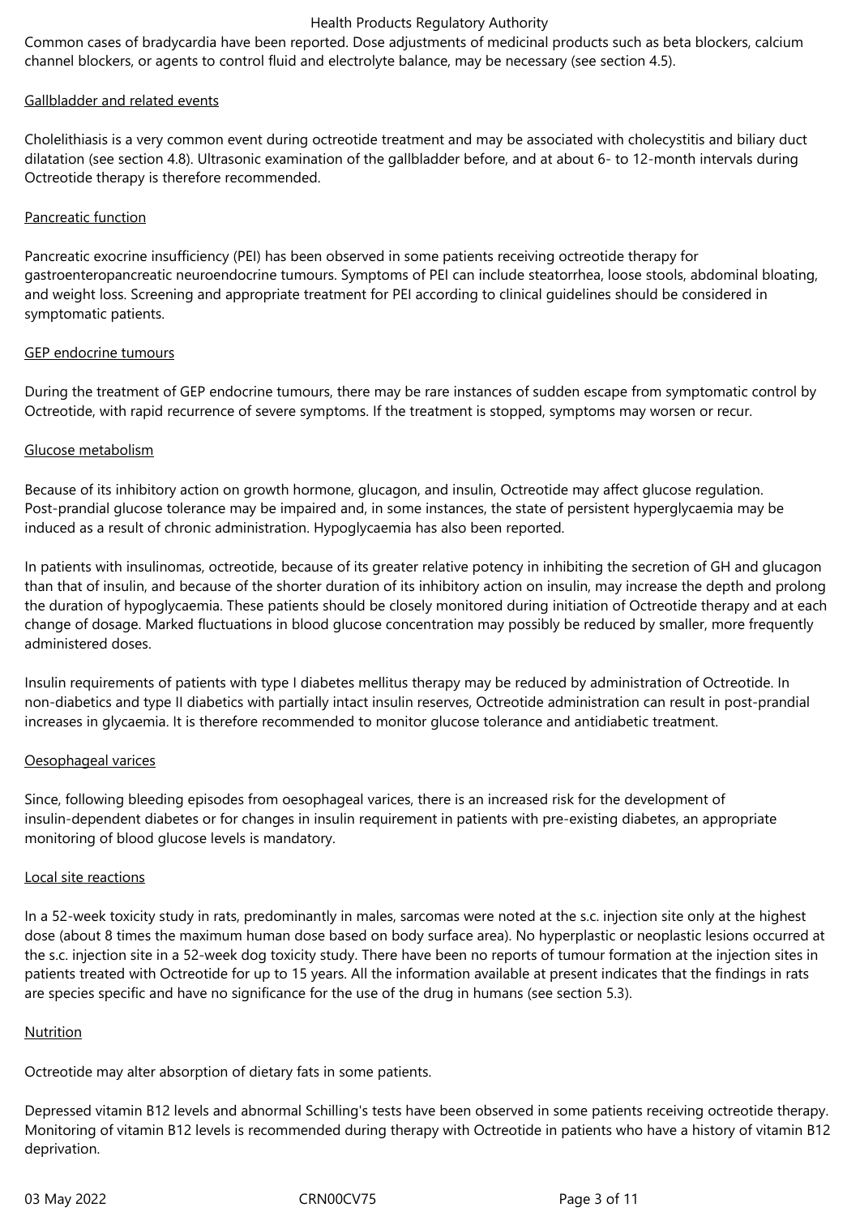Common cases of bradycardia have been reported. Dose adjustments of medicinal products such as beta blockers, calcium channel blockers, or agents to control fluid and electrolyte balance, may be necessary (see section 4.5).

Gallbladder and related events

Cholelithiasis is a very common event during octreotide treatment and may be associated with cholecystitis and biliary duct dilatation (see section 4.8). Ultrasonic examination of the gallbladder before, and at about 6- to 12-month intervals during Octreotide therapy is therefore recommended.

Pancreatic function

Pancreatic exocrine insufficiency (PEI) has been observed in some patients receiving octreotide therapy for gastroenteropancreatic neuroendocrine tumours. Symptoms of PEI can include steatorrhea, loose stools, abdominal bloating, and weight loss. Screening and appropriate treatment for PEI according to clinical guidelines should be considered in symptomatic patients.

GEP endocrine tumours

During the treatment of GEP endocrine tumours, there may be rare instances of sudden escape from symptomatic control by Octreotide, with rapid recurrence of severe symptoms. If the treatment is stopped, symptoms may worsen or recur.

Glucose metabolism

Because of its inhibitory action on growth hormone, glucagon, and insulin, Octreotide may affect glucose regulation. Post-prandial glucose tolerance may be impaired and, in some instances, the state of persistent hyperglycaemia may be induced as a result of chronic administration. Hypoglycaemia has also been reported.

In patients with insulinomas, octreotide, because of its greater relative potency in inhibiting the secretion of GH and glucagon than that of insulin, and because of the shorter duration of its inhibitory action on insulin, may increase the depth and prolong the duration of hypoglycaemia. These patients should be closely monitored during initiation of Octreotide therapy and at each change of dosage. Marked fluctuations in blood glucose concentration may possibly be reduced by smaller, more frequently administered doses.

Insulin requirements of patients with type I diabetes mellitus therapy may be reduced by administration of Octreotide. In non-diabetics and type II diabetics with partially intact insulin reserves, Octreotide administration can result in post-prandial increases in glycaemia. It is therefore recommended to monitor glucose tolerance and antidiabetic treatment.

Oesophageal varices

Since, following bleeding episodes from oesophageal varices, there is an increased risk for the development of insulin-dependent diabetes or for changes in insulin requirement in patients with pre-existing diabetes, an appropriate monitoring of blood glucose levels is mandatory.

Local site reactions

In a 52-week toxicity study in rats, predominantly in males, sarcomas were noted at the s.c. injection site only at the highest dose (about 8 times the maximum human dose based on body surface area). No hyperplastic or neoplastic lesions occurred at the s.c. injection site in a 52-week dog toxicity study. There have been no reports of tumour formation at the injection sites in patients treated with Octreotide for up to 15 years. All the information available at present indicates that the findings in rats are species specific and have no significance for the use of the drug in humans (see section 5.3).

Nutrition

Octreotide may alter absorption of dietary fats in some patients.

Depressed vitamin B12 levels and abnormal Schilling's tests have been observed in some patients receiving octreotide therapy. Monitoring of vitamin B12 levels is recommended during therapy with Octreotide in patients who have a history of vitamin B12 deprivation.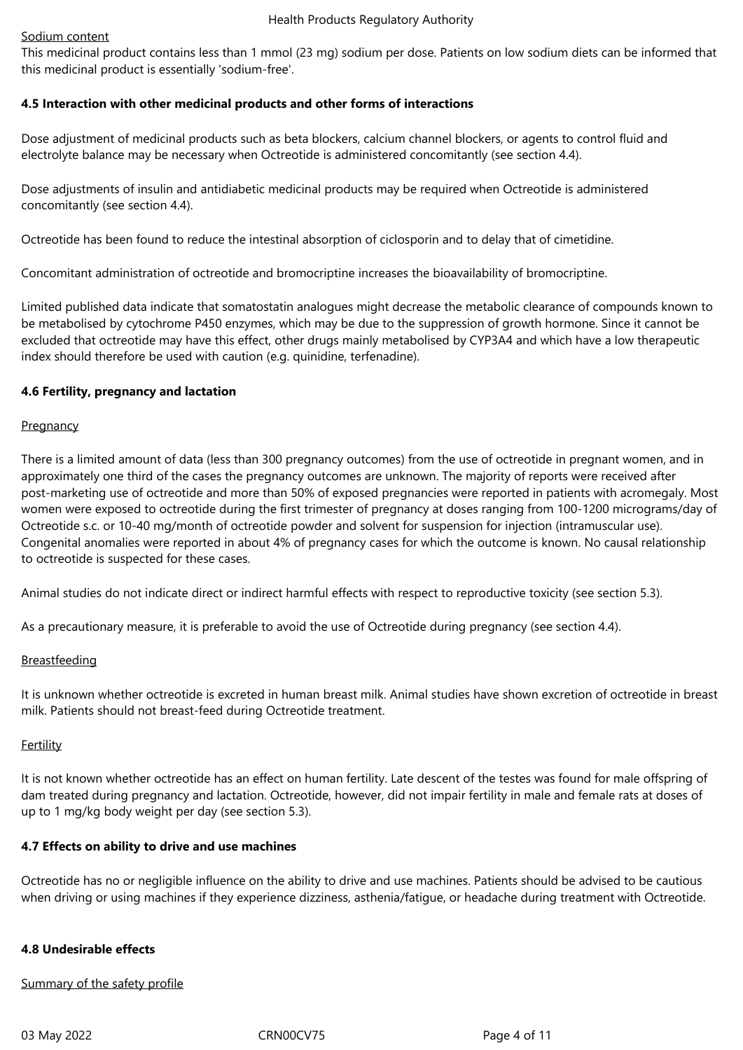Sodium content

This medicinal product contains less than 1 mmol (23 mg) sodium per dose. Patients on low sodium diets can be informed that this medicinal product is essentially 'sodium-free'.

### 4.5 Interaction with other medicinal products and other forms of interactions

Dose adjustment of medicinal products such as beta blockers, calcium channel blockers, or agents to control fluid and electrolyte balance may be necessary when Octreotide is administered concomitantly (see section 4.4).

Dose adjustments of insulin and antidiabetic medicinal products may be required when Octreotide is administered concomitantly (see section 4.4).

Octreotide has been found to reduce the intestinal absorption of ciclosporin and to delay that of cimetidine.

Concomitant administration of octreotide and bromocriptine increases the bioavailability of bromocriptine.

Limited published data indicate that somatostatin analogues might decrease the metabolic clearance of compounds known to be metabolised by cytochrome P450 enzymes, which may be due to the suppression of growth hormone. Since it cannot be excluded that octreotide may have this effect, other drugs mainly metabolised by CYP3A4 and which have a low therapeutic index should therefore be used with caution (e.g. quinidine, terfenadine).

### 4.6 Fertility, pregnancy and lactation

Pregnancy

There is a limited amount of data (less than 300 pregnancy outcomes) from the use of octreotide in pregnant women, and in approximately one third of the cases the pregnancy outcomes are unknown. The majority of reports were received after post-marketing use of octreotide and more than 50% of exposed pregnancies were reported in patients with acromegaly. Most women were exposed to octreotide during the first trimester of pregnancy at doses ranging from 100-1200 micrograms/day of Octreotide s.c. or 10-40 mg/month of octreotide powder and solvent for suspension for injection (intramuscular use). Congenital anomalies were reported in about 4% of pregnancy cases for which the outcome is known. No causal relationship to octreotide is suspected for these cases.

Animal studies do not indicate direct or indirect harmful effects with respect to reproductive toxicity (see section 5.3).

As a precautionary measure, it is preferable to avoid the use of Octreotide during pregnancy (see section 4.4).

Breastfeeding

It is unknown whether octreotide is excreted in human breast milk. Animal studies have shown excretion of octreotide in breast milk. Patients should not breast-feed during Octreotide treatment.

Fertility

It is not known whether octreotide has an effect on human fertility. Late descent of the testes was found for male offspring of dam treated during pregnancy and lactation. Octreotide, however, did not impair fertility in male and female rats at doses of up to 1 mg/kg body weight per day (see section 5.3).

### 4.7 Effects on ability to drive and use machines

Octreotide has no or negligible influence on the ability to drive and use machines. Patients should be advised to be cautious when driving or using machines if they experience dizziness, asthenia/fatigue, or headache during treatment with Octreotide.

### 4.8 Undesirable effects

Summary of the safety profile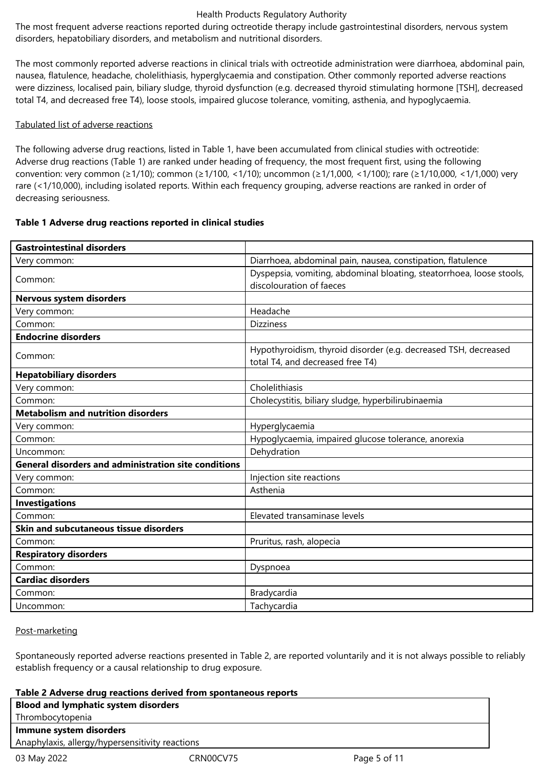The most frequent adverse reactions reported during octreotide therapy include gastrointestinal disorders, nervous system disorders, hepatobiliary disorders, and metabolism and nutritional disorders.

The most commonly reported adverse reactions in clinical trials with octreotide administration were diarrhoea, abdominal pain, nausea, flatulence, headache, cholelithiasis, hyperglycaemia and constipation. Other commonly reported adverse reactions were dizziness, localised pain, biliary sludge, thyroid dysfunction (e.g. decreased thyroid stimulating hormone [TSH], decreased total T4, and decreased free T4), loose stools, impaired glucose tolerance, vomiting, asthenia, and hypoglycaemia.

<u>Tabulated list of adverse reactions</u>

The following adverse drug reactions, listed in Table 1, have been accumulated from clinical studies with octreotide:
Adverse drug reactions (Table 1) are ranked under heading of frequency, the most frequent first, using the following convention: very common (≥1/10); common (≥1/100, <1/10); uncommon (≥1/1,000, <1/100); rare (≥1/10,000, <1/1,000) very rare (<1/10,000), including isolated reports. Within each frequency grouping, adverse reactions are ranked in order of decreasing seriousness.

**Table 1 Adverse drug reactions reported in clinical studies**

| | |
|---|---|
| **Gastrointestinal disorders** | |
| Very common: | Diarrhoea, abdominal pain, nausea, constipation, flatulence |
| Common: | Dyspepsia, vomiting, abdominal bloating, steatorrhoea, loose stools, discolouration of faeces |
| **Nervous system disorders** | |
| Very common: | Headache |
| Common: | Dizziness |
| **Endocrine disorders** | |
| Common: | Hypothyroidism, thyroid disorder (e.g. decreased TSH, decreased total T4, and decreased free T4) |
| **Hepatobiliary disorders** | |
| Very common: | Cholelithiasis |
| Common: | Cholecystitis, biliary sludge, hyperbilirubinaemia |
| **Metabolism and nutrition disorders** | |
| Very common: | Hyperglycaemia |
| Common: | Hypoglycaemia, impaired glucose tolerance, anorexia |
| Uncommon: | Dehydration |
| **General disorders and administration site conditions** | |
| Very common: | Injection site reactions |
| Common: | Asthenia |
| **Investigations** | |
| Common: | Elevated transaminase levels |
| **Skin and subcutaneous tissue disorders** | |
| Common: | Pruritus, rash, alopecia |
| **Respiratory disorders** | |
| Common: | Dyspnoea |
| **Cardiac disorders** | |
| Common: | Bradycardia |
| Uncommon: | Tachycardia |

<u>Post-marketing</u>

Spontaneously reported adverse reactions presented in Table 2, are reported voluntarily and it is not always possible to reliably establish frequency or a causal relationship to drug exposure.

**Table 2 Adverse drug reactions derived from spontaneous reports**

| |
|---|
| **Blood and lymphatic system disorders** |
| Thrombocytopenia |
| **Immune system disorders** |
| Anaphylaxis, allergy/hypersensitivity reactions |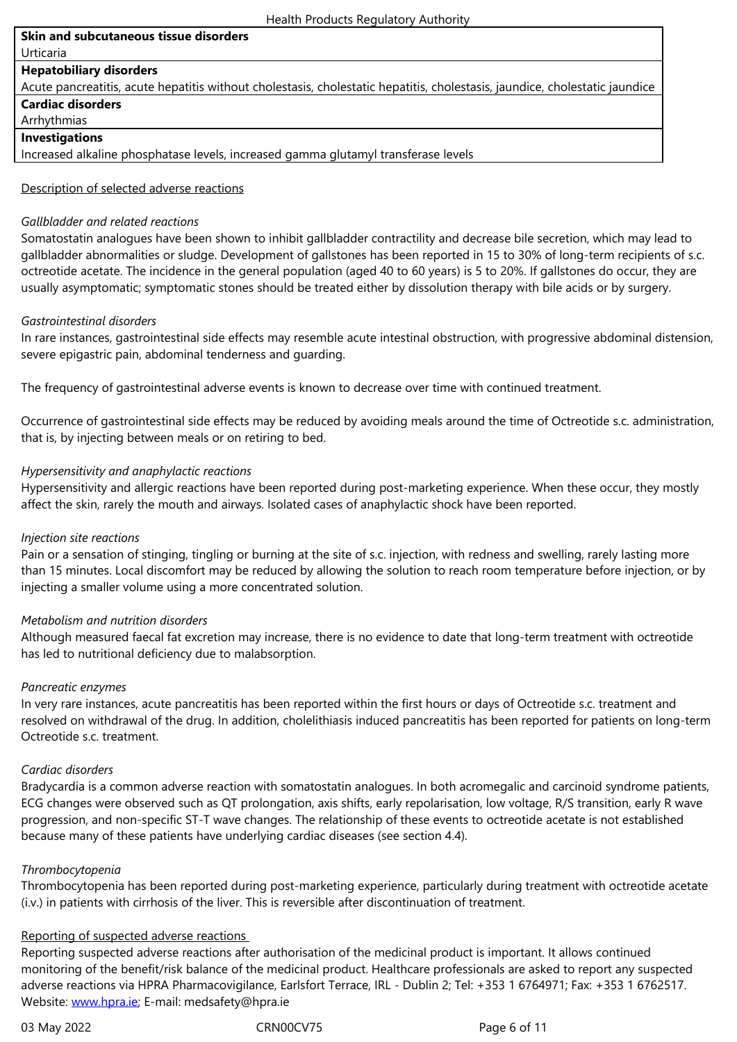| **Skin and subcutaneous tissue disorders** |
|---|
| Urticaria |
| **Hepatobiliary disorders** |
| Acute pancreatitis, acute hepatitis without cholestasis, cholestatic hepatitis, cholestasis, jaundice, cholestatic jaundice |
| **Cardiac disorders** |
| Arrhythmias |
| **Investigations** |
| Increased alkaline phosphatase levels, increased gamma glutamyl transferase levels |

Description of selected adverse reactions

*Gallbladder and related reactions*

Somatostatin analogues have been shown to inhibit gallbladder contractility and decrease bile secretion, which may lead to gallbladder abnormalities or sludge. Development of gallstones has been reported in 15 to 30% of long-term recipients of s.c. octreotide acetate. The incidence in the general population (aged 40 to 60 years) is 5 to 20%. If gallstones do occur, they are usually asymptomatic; symptomatic stones should be treated either by dissolution therapy with bile acids or by surgery.

*Gastrointestinal disorders*

In rare instances, gastrointestinal side effects may resemble acute intestinal obstruction, with progressive abdominal distension, severe epigastric pain, abdominal tenderness and guarding.

The frequency of gastrointestinal adverse events is known to decrease over time with continued treatment.

Occurrence of gastrointestinal side effects may be reduced by avoiding meals around the time of Octreotide s.c. administration, that is, by injecting between meals or on retiring to bed.

*Hypersensitivity and anaphylactic reactions*

Hypersensitivity and allergic reactions have been reported during post-marketing experience. When these occur, they mostly affect the skin, rarely the mouth and airways. Isolated cases of anaphylactic shock have been reported.

*Injection site reactions*

Pain or a sensation of stinging, tingling or burning at the site of s.c. injection, with redness and swelling, rarely lasting more than 15 minutes. Local discomfort may be reduced by allowing the solution to reach room temperature before injection, or by injecting a smaller volume using a more concentrated solution.

*Metabolism and nutrition disorders*

Although measured faecal fat excretion may increase, there is no evidence to date that long-term treatment with octreotide has led to nutritional deficiency due to malabsorption.

*Pancreatic enzymes*

In very rare instances, acute pancreatitis has been reported within the first hours or days of Octreotide s.c. treatment and resolved on withdrawal of the drug. In addition, cholelithiasis induced pancreatitis has been reported for patients on long-term Octreotide s.c. treatment.

*Cardiac disorders*

Bradycardia is a common adverse reaction with somatostatin analogues. In both acromegalic and carcinoid syndrome patients, ECG changes were observed such as QT prolongation, axis shifts, early repolarisation, low voltage, R/S transition, early R wave progression, and non-specific ST-T wave changes. The relationship of these events to octreotide acetate is not established because many of these patients have underlying cardiac diseases (see section 4.4).

*Thrombocytopenia*

Thrombocytopenia has been reported during post-marketing experience, particularly during treatment with octreotide acetate (i.v.) in patients with cirrhosis of the liver. This is reversible after discontinuation of treatment.

Reporting of suspected adverse reactions

Reporting suspected adverse reactions after authorisation of the medicinal product is important. It allows continued monitoring of the benefit/risk balance of the medicinal product. Healthcare professionals are asked to report any suspected adverse reactions via HPRA Pharmacovigilance, Earlsfort Terrace, IRL - Dublin 2; Tel: +353 1 6764971; Fax: +353 1 6762517. Website: www.hpra.ie; E-mail: medsafety@hpra.ie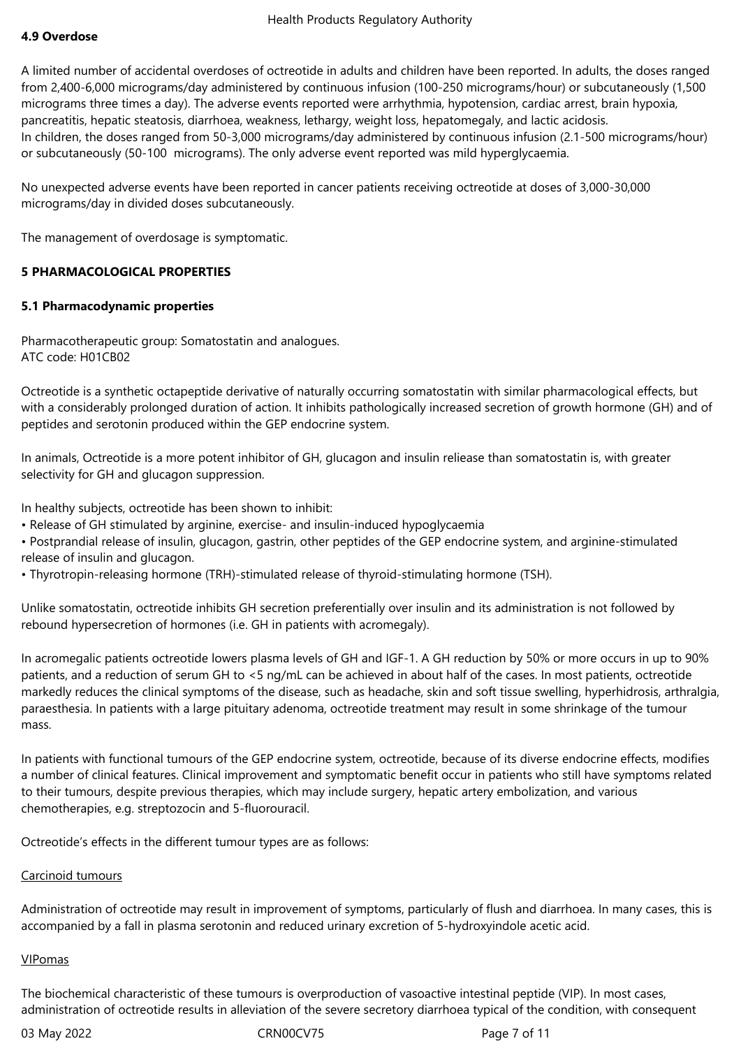**4.9 Overdose**

A limited number of accidental overdoses of octreotide in adults and children have been reported. In adults, the doses ranged from 2,400-6,000 micrograms/day administered by continuous infusion (100-250 micrograms/hour) or subcutaneously (1,500 micrograms three times a day). The adverse events reported were arrhythmia, hypotension, cardiac arrest, brain hypoxia, pancreatitis, hepatic steatosis, diarrhoea, weakness, lethargy, weight loss, hepatomegaly, and lactic acidosis.
In children, the doses ranged from 50-3,000 micrograms/day administered by continuous infusion (2.1-500 micrograms/hour) or subcutaneously (50-100 micrograms). The only adverse event reported was mild hyperglycaemia.

No unexpected adverse events have been reported in cancer patients receiving octreotide at doses of 3,000-30,000 micrograms/day in divided doses subcutaneously.

The management of overdosage is symptomatic.

**5 PHARMACOLOGICAL PROPERTIES**

**5.1 Pharmacodynamic properties**

Pharmacotherapeutic group: Somatostatin and analogues.
ATC code: H01CB02

Octreotide is a synthetic octapeptide derivative of naturally occurring somatostatin with similar pharmacological effects, but with a considerably prolonged duration of action. It inhibits pathologically increased secretion of growth hormone (GH) and of peptides and serotonin produced within the GEP endocrine system.

In animals, Octreotide is a more potent inhibitor of GH, glucagon and insulin relıease than somatostatin is, with greater selectivity for GH and glucagon suppression.

In healthy subjects, octreotide has been shown to inhibit:
- Release of GH stimulated by arginine, exercise- and insulin-induced hypoglycaemia
- Postprandial release of insulin, glucagon, gastrin, other peptides of the GEP endocrine system, and arginine-stimulated release of insulin and glucagon.
- Thyrotropin-releasing hormone (TRH)-stimulated release of thyroid-stimulating hormone (TSH).

Unlike somatostatin, octreotide inhibits GH secretion preferentially over insulin and its administration is not followed by rebound hypersecretion of hormones (i.e. GH in patients with acromegaly).

In acromegalic patients octreotide lowers plasma levels of GH and IGF-1. A GH reduction by 50% or more occurs in up to 90% patients, and a reduction of serum GH to <5 ng/mL can be achieved in about half of the cases. In most patients, octreotide markedly reduces the clinical symptoms of the disease, such as headache, skin and soft tissue swelling, hyperhidrosis, arthralgia, paraesthesia. In patients with a large pituitary adenoma, octreotide treatment may result in some shrinkage of the tumour mass.

In patients with functional tumours of the GEP endocrine system, octreotide, because of its diverse endocrine effects, modifies a number of clinical features. Clinical improvement and symptomatic benefit occur in patients who still have symptoms related to their tumours, despite previous therapies, which may include surgery, hepatic artery embolization, and various chemotherapies, e.g. streptozocin and 5-fluorouracil.

Octreotide's effects in the different tumour types are as follows:

Carcinoid tumours

Administration of octreotide may result in improvement of symptoms, particularly of flush and diarrhoea. In many cases, this is accompanied by a fall in plasma serotonin and reduced urinary excretion of 5-hydroxyindole acetic acid.

VIPomas

The biochemical characteristic of these tumours is overproduction of vasoactive intestinal peptide (VIP). In most cases, administration of octreotide results in alleviation of the severe secretory diarrhoea typical of the condition, with consequent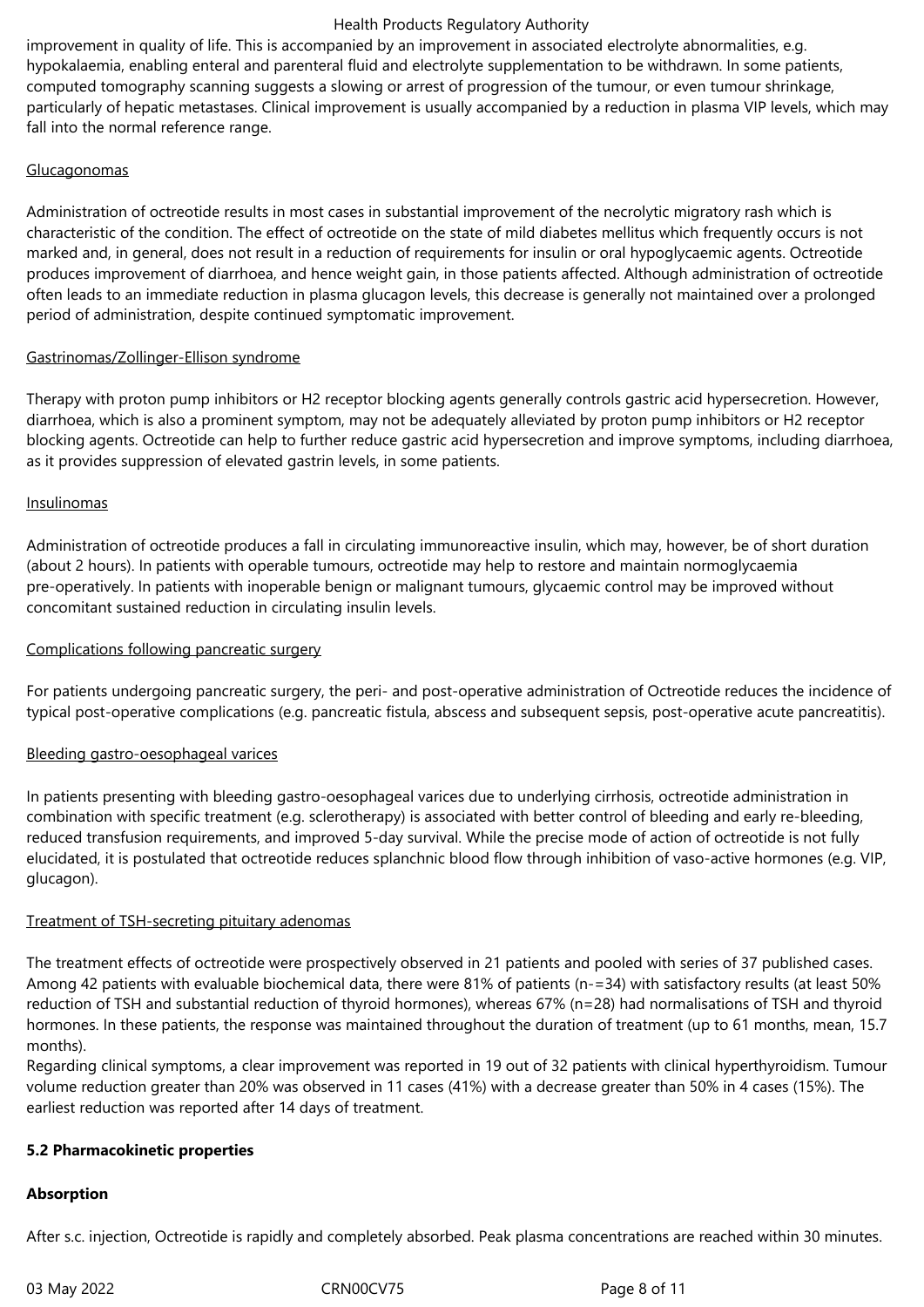improvement in quality of life. This is accompanied by an improvement in associated electrolyte abnormalities, e.g. hypokalaemia, enabling enteral and parenteral fluid and electrolyte supplementation to be withdrawn. In some patients, computed tomography scanning suggests a slowing or arrest of progression of the tumour, or even tumour shrinkage, particularly of hepatic metastases. Clinical improvement is usually accompanied by a reduction in plasma VIP levels, which may fall into the normal reference range.

Glucagonomas

Administration of octreotide results in most cases in substantial improvement of the necrolytic migratory rash which is characteristic of the condition. The effect of octreotide on the state of mild diabetes mellitus which frequently occurs is not marked and, in general, does not result in a reduction of requirements for insulin or oral hypoglycaemic agents. Octreotide produces improvement of diarrhoea, and hence weight gain, in those patients affected. Although administration of octreotide often leads to an immediate reduction in plasma glucagon levels, this decrease is generally not maintained over a prolonged period of administration, despite continued symptomatic improvement.

Gastrinomas/Zollinger-Ellison syndrome

Therapy with proton pump inhibitors or H2 receptor blocking agents generally controls gastric acid hypersecretion. However, diarrhoea, which is also a prominent symptom, may not be adequately alleviated by proton pump inhibitors or H2 receptor blocking agents. Octreotide can help to further reduce gastric acid hypersecretion and improve symptoms, including diarrhoea, as it provides suppression of elevated gastrin levels, in some patients.

Insulinomas

Administration of octreotide produces a fall in circulating immunoreactive insulin, which may, however, be of short duration (about 2 hours). In patients with operable tumours, octreotide may help to restore and maintain normoglycaemia pre-operatively. In patients with inoperable benign or malignant tumours, glycaemic control may be improved without concomitant sustained reduction in circulating insulin levels.

Complications following pancreatic surgery

For patients undergoing pancreatic surgery, the peri- and post-operative administration of Octreotide reduces the incidence of typical post-operative complications (e.g. pancreatic fistula, abscess and subsequent sepsis, post-operative acute pancreatitis).

Bleeding gastro-oesophageal varices

In patients presenting with bleeding gastro-oesophageal varices due to underlying cirrhosis, octreotide administration in combination with specific treatment (e.g. sclerotherapy) is associated with better control of bleeding and early re-bleeding, reduced transfusion requirements, and improved 5-day survival. While the precise mode of action of octreotide is not fully elucidated, it is postulated that octreotide reduces splanchnic blood flow through inhibition of vaso-active hormones (e.g. VIP, glucagon).

Treatment of TSH-secreting pituitary adenomas

The treatment effects of octreotide were prospectively observed in 21 patients and pooled with series of 37 published cases. Among 42 patients with evaluable biochemical data, there were 81% of patients (n-=34) with satisfactory results (at least 50% reduction of TSH and substantial reduction of thyroid hormones), whereas 67% (n=28) had normalisations of TSH and thyroid hormones. In these patients, the response was maintained throughout the duration of treatment (up to 61 months, mean, 15.7 months).
Regarding clinical symptoms, a clear improvement was reported in 19 out of 32 patients with clinical hyperthyroidism. Tumour volume reduction greater than 20% was observed in 11 cases (41%) with a decrease greater than 50% in 4 cases (15%). The earliest reduction was reported after 14 days of treatment.

**5.2 Pharmacokinetic properties**

**Absorption**

After s.c. injection, Octreotide is rapidly and completely absorbed. Peak plasma concentrations are reached within 30 minutes.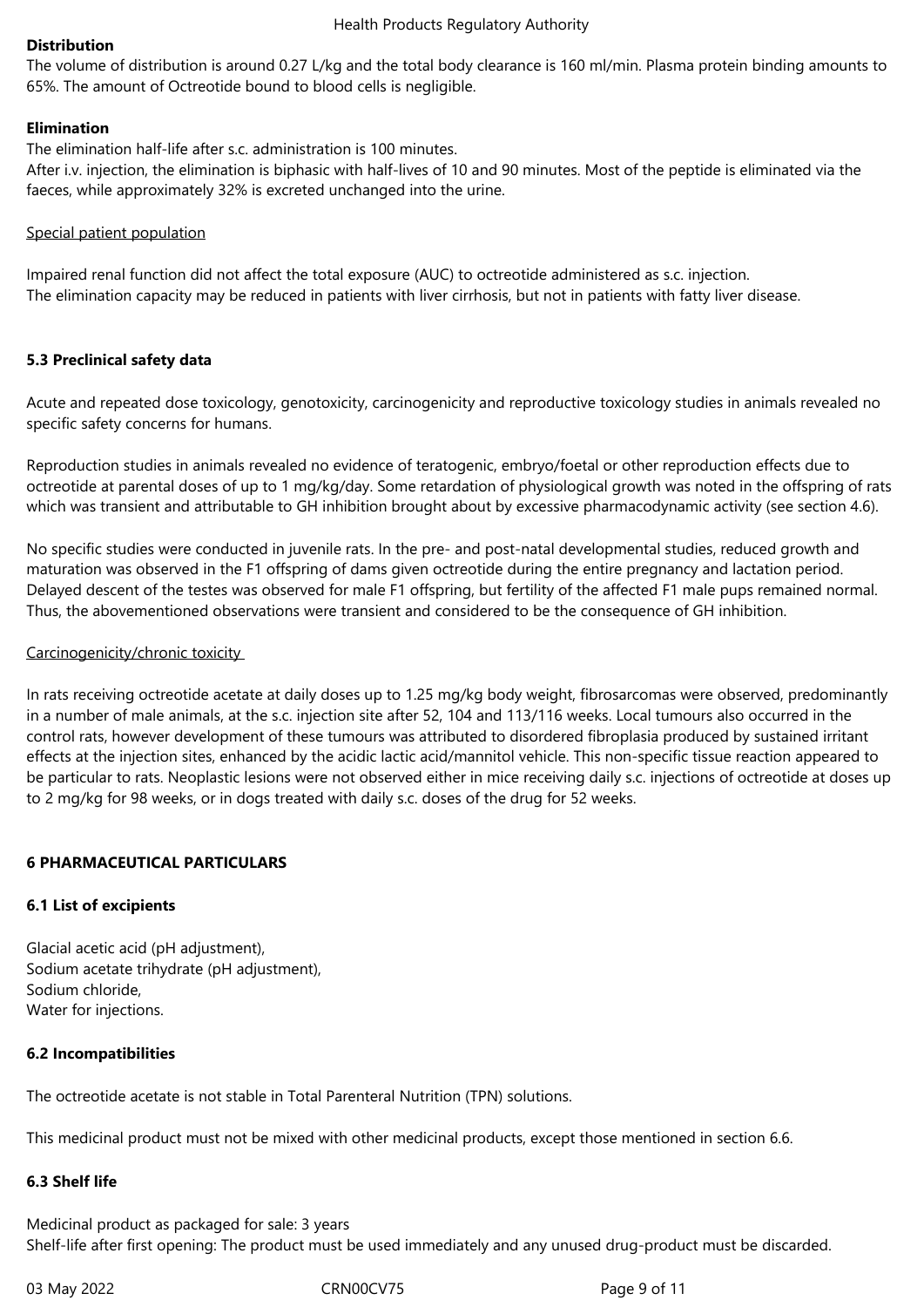**Distribution**

The volume of distribution is around 0.27 L/kg and the total body clearance is 160 ml/min. Plasma protein binding amounts to 65%. The amount of Octreotide bound to blood cells is negligible.

**Elimination**

The elimination half-life after s.c. administration is 100 minutes.
After i.v. injection, the elimination is biphasic with half-lives of 10 and 90 minutes. Most of the peptide is eliminated via the faeces, while approximately 32% is excreted unchanged into the urine.

Special patient population

Impaired renal function did not affect the total exposure (AUC) to octreotide administered as s.c. injection.
The elimination capacity may be reduced in patients with liver cirrhosis, but not in patients with fatty liver disease.

**5.3 Preclinical safety data**

Acute and repeated dose toxicology, genotoxicity, carcinogenicity and reproductive toxicology studies in animals revealed no specific safety concerns for humans.

Reproduction studies in animals revealed no evidence of teratogenic, embryo/foetal or other reproduction effects due to octreotide at parental doses of up to 1 mg/kg/day. Some retardation of physiological growth was noted in the offspring of rats which was transient and attributable to GH inhibition brought about by excessive pharmacodynamic activity (see section 4.6).

No specific studies were conducted in juvenile rats. In the pre- and post-natal developmental studies, reduced growth and maturation was observed in the F1 offspring of dams given octreotide during the entire pregnancy and lactation period. Delayed descent of the testes was observed for male F1 offspring, but fertility of the affected F1 male pups remained normal. Thus, the abovementioned observations were transient and considered to be the consequence of GH inhibition.

Carcinogenicity/chronic toxicity

In rats receiving octreotide acetate at daily doses up to 1.25 mg/kg body weight, fibrosarcomas were observed, predominantly in a number of male animals, at the s.c. injection site after 52, 104 and 113/116 weeks. Local tumours also occurred in the control rats, however development of these tumours was attributed to disordered fibroplasia produced by sustained irritant effects at the injection sites, enhanced by the acidic lactic acid/mannitol vehicle. This non-specific tissue reaction appeared to be particular to rats. Neoplastic lesions were not observed either in mice receiving daily s.c. injections of octreotide at doses up to 2 mg/kg for 98 weeks, or in dogs treated with daily s.c. doses of the drug for 52 weeks.

## 6 PHARMACEUTICAL PARTICULARS

### 6.1 List of excipients

Glacial acetic acid (pH adjustment),
Sodium acetate trihydrate (pH adjustment),
Sodium chloride,
Water for injections.

### 6.2 Incompatibilities

The octreotide acetate is not stable in Total Parenteral Nutrition (TPN) solutions.

This medicinal product must not be mixed with other medicinal products, except those mentioned in section 6.6.

### 6.3 Shelf life

Medicinal product as packaged for sale: 3 years
Shelf-life after first opening: The product must be used immediately and any unused drug-product must be discarded.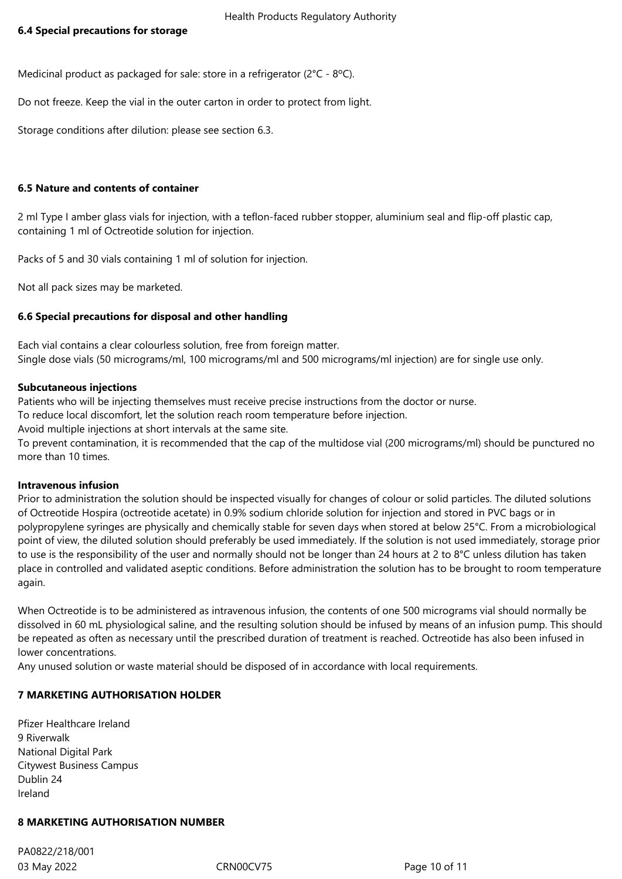**6.4 Special precautions for storage**

Medicinal product as packaged for sale: store in a refrigerator (2°C - 8ºC).

Do not freeze. Keep the vial in the outer carton in order to protect from light.

Storage conditions after dilution: please see section 6.3.

**6.5 Nature and contents of container**

2 ml Type I amber glass vials for injection, with a teflon-faced rubber stopper, aluminium seal and flip-off plastic cap, containing 1 ml of Octreotide solution for injection.

Packs of 5 and 30 vials containing 1 ml of solution for injection.

Not all pack sizes may be marketed.

**6.6 Special precautions for disposal and other handling**

Each vial contains a clear colourless solution, free from foreign matter.
Single dose vials (50 micrograms/ml, 100 micrograms/ml and 500 micrograms/ml injection) are for single use only.

**Subcutaneous injections**

Patients who will be injecting themselves must receive precise instructions from the doctor or nurse.
To reduce local discomfort, let the solution reach room temperature before injection.
Avoid multiple injections at short intervals at the same site.
To prevent contamination, it is recommended that the cap of the multidose vial (200 micrograms/ml) should be punctured no more than 10 times.

**Intravenous infusion**

Prior to administration the solution should be inspected visually for changes of colour or solid particles. The diluted solutions of Octreotide Hospira (octreotide acetate) in 0.9% sodium chloride solution for injection and stored in PVC bags or in polypropylene syringes are physically and chemically stable for seven days when stored at below 25°C. From a microbiological point of view, the diluted solution should preferably be used immediately. If the solution is not used immediately, storage prior to use is the responsibility of the user and normally should not be longer than 24 hours at 2 to 8°C unless dilution has taken place in controlled and validated aseptic conditions. Before administration the solution has to be brought to room temperature again.

When Octreotide is to be administered as intravenous infusion, the contents of one 500 micrograms vial should normally be dissolved in 60 mL physiological saline, and the resulting solution should be infused by means of an infusion pump. This should be repeated as often as necessary until the prescribed duration of treatment is reached. Octreotide has also been infused in lower concentrations.
Any unused solution or waste material should be disposed of in accordance with local requirements.

**7 MARKETING AUTHORISATION HOLDER**

Pfizer Healthcare Ireland
9 Riverwalk
National Digital Park
Citywest Business Campus
Dublin 24
Ireland

**8 MARKETING AUTHORISATION NUMBER**

PA0822/218/001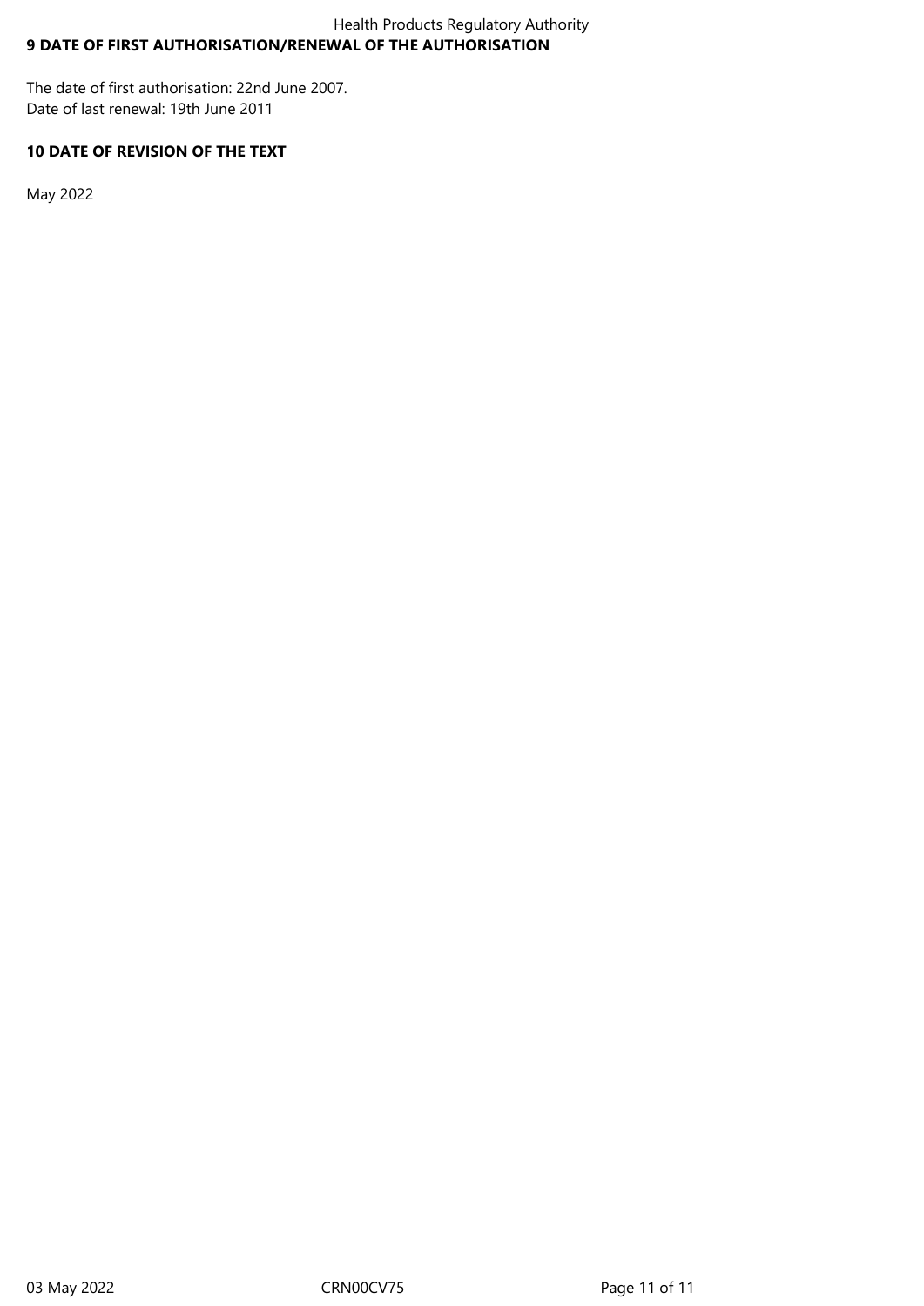## 9 DATE OF FIRST AUTHORISATION/RENEWAL OF THE AUTHORISATION

The date of first authorisation: 22nd June 2007.
Date of last renewal: 19th June 2011

## 10 DATE OF REVISION OF THE TEXT

May 2022